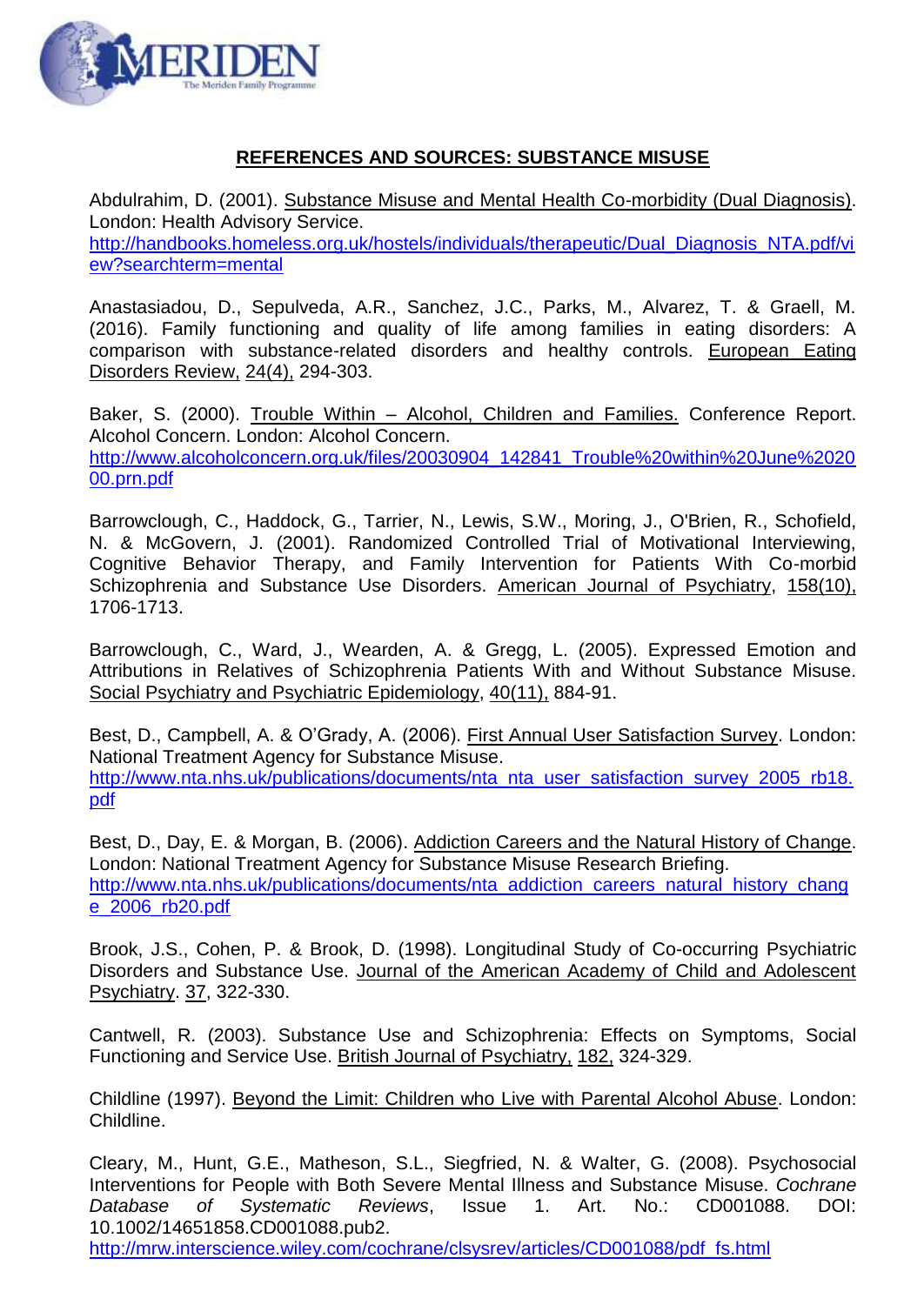## REFERENCES AND SOURCES: SUBSTANCE MISUSE

Abdulrahim, D. (2001). Substance Misuse and Mental Health Co-morbidity (Dual Diagnosis). London: Health Advisory Service.
http://handbooks.homeless.org.uk/hostels/individuals/therapeutic/Dual_Diagnosis_NTA.pdf/view?searchterm=mental

Anastasiadou, D., Sepulveda, A.R., Sanchez, J.C., Parks, M., Alvarez, T. & Graell, M. (2016). Family functioning and quality of life among families in eating disorders: A comparison with substance-related disorders and healthy controls. European Eating Disorders Review, 24(4), 294-303.

Baker, S. (2000). Trouble Within – Alcohol, Children and Families. Conference Report. Alcohol Concern. London: Alcohol Concern.
http://www.alcoholconcern.org.uk/files/20030904_142841_Trouble%20within%20June%202000.prn.pdf

Barrowclough, C., Haddock, G., Tarrier, N., Lewis, S.W., Moring, J., O'Brien, R., Schofield, N. & McGovern, J. (2001). Randomized Controlled Trial of Motivational Interviewing, Cognitive Behavior Therapy, and Family Intervention for Patients With Co-morbid Schizophrenia and Substance Use Disorders. American Journal of Psychiatry, 158(10), 1706-1713.

Barrowclough, C., Ward, J., Wearden, A. & Gregg, L. (2005). Expressed Emotion and Attributions in Relatives of Schizophrenia Patients With and Without Substance Misuse. Social Psychiatry and Psychiatric Epidemiology, 40(11), 884-91.

Best, D., Campbell, A. & O'Grady, A. (2006). First Annual User Satisfaction Survey. London: National Treatment Agency for Substance Misuse.
http://www.nta.nhs.uk/publications/documents/nta_nta_user_satisfaction_survey_2005_rb18.pdf

Best, D., Day, E. & Morgan, B. (2006). Addiction Careers and the Natural History of Change. London: National Treatment Agency for Substance Misuse Research Briefing.
http://www.nta.nhs.uk/publications/documents/nta_addiction_careers_natural_history_change_2006_rb20.pdf

Brook, J.S., Cohen, P. & Brook, D. (1998). Longitudinal Study of Co-occurring Psychiatric Disorders and Substance Use. Journal of the American Academy of Child and Adolescent Psychiatry. 37, 322-330.

Cantwell, R. (2003). Substance Use and Schizophrenia: Effects on Symptoms, Social Functioning and Service Use. British Journal of Psychiatry, 182, 324-329.

Childline (1997). Beyond the Limit: Children who Live with Parental Alcohol Abuse. London: Childline.

Cleary, M., Hunt, G.E., Matheson, S.L., Siegfried, N. & Walter, G. (2008). Psychosocial Interventions for People with Both Severe Mental Illness and Substance Misuse. *Cochrane Database of Systematic Reviews*, Issue 1. Art. No.: CD001088. DOI: 10.1002/14651858.CD001088.pub2.
http://mrw.interscience.wiley.com/cochrane/clsysrev/articles/CD001088/pdf_fs.html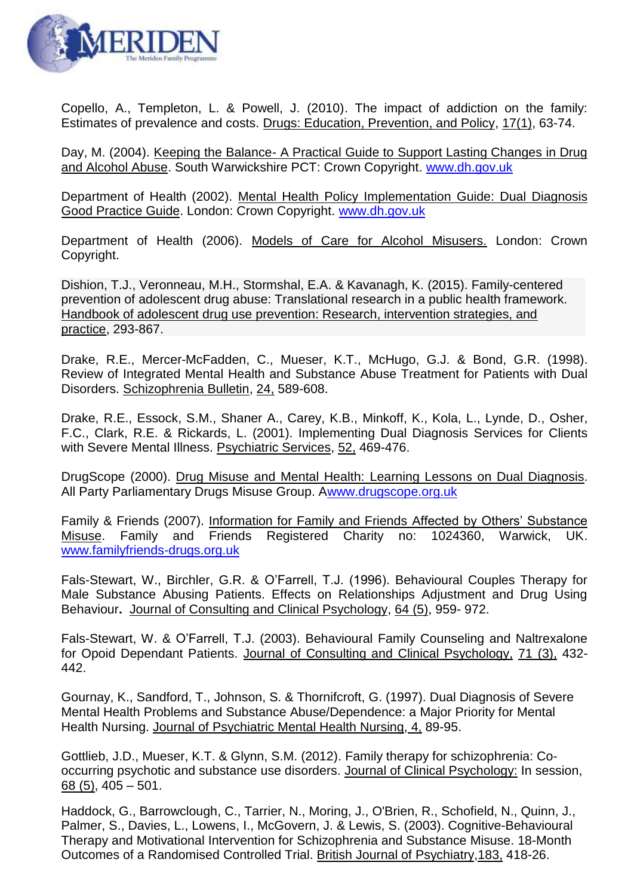Copello, A., Templeton, L. & Powell, J. (2010). The impact of addiction on the family: Estimates of prevalence and costs. Drugs: Education, Prevention, and Policy, 17(1), 63-74.

Day, M. (2004). Keeping the Balance- A Practical Guide to Support Lasting Changes in Drug and Alcohol Abuse. South Warwickshire PCT: Crown Copyright. www.dh.gov.uk

Department of Health (2002). Mental Health Policy Implementation Guide: Dual Diagnosis Good Practice Guide. London: Crown Copyright. www.dh.gov.uk

Department of Health (2006). Models of Care for Alcohol Misusers. London: Crown Copyright.

Dishion, T.J., Veronneau, M.H., Stormshal, E.A. & Kavanagh, K. (2015). Family-centered prevention of adolescent drug abuse: Translational research in a public health framework. Handbook of adolescent drug use prevention: Research, intervention strategies, and practice, 293-867.

Drake, R.E., Mercer-McFadden, C., Mueser, K.T., McHugo, G.J. & Bond, G.R. (1998). Review of Integrated Mental Health and Substance Abuse Treatment for Patients with Dual Disorders. Schizophrenia Bulletin, 24, 589-608.

Drake, R.E., Essock, S.M., Shaner A., Carey, K.B., Minkoff, K., Kola, L., Lynde, D., Osher, F.C., Clark, R.E. & Rickards, L. (2001). Implementing Dual Diagnosis Services for Clients with Severe Mental Illness. Psychiatric Services, 52, 469-476.

DrugScope (2000). Drug Misuse and Mental Health: Learning Lessons on Dual Diagnosis. All Party Parliamentary Drugs Misuse Group. Awww.drugscope.org.uk

Family & Friends (2007). Information for Family and Friends Affected by Others' Substance Misuse. Family and Friends Registered Charity no: 1024360, Warwick, UK. www.familyfriends-drugs.org.uk

Fals-Stewart, W., Birchler, G.R. & O'Farrell, T.J. (1996). Behavioural Couples Therapy for Male Substance Abusing Patients. Effects on Relationships Adjustment and Drug Using Behaviour**.** Journal of Consulting and Clinical Psychology, 64 (5), 959- 972.

Fals-Stewart, W. & O'Farrell, T.J. (2003). Behavioural Family Counseling and Naltrexalone for Opoid Dependant Patients. Journal of Consulting and Clinical Psychology, 71 (3), 432-442.

Gournay, K., Sandford, T., Johnson, S. & Thornifcroft, G. (1997). Dual Diagnosis of Severe Mental Health Problems and Substance Abuse/Dependence: a Major Priority for Mental Health Nursing. Journal of Psychiatric Mental Health Nursing, 4, 89-95.

Gottlieb, J.D., Mueser, K.T. & Glynn, S.M. (2012). Family therapy for schizophrenia: Co-occurring psychotic and substance use disorders. Journal of Clinical Psychology: In session, 68 (5), 405 – 501.

Haddock, G., Barrowclough, C., Tarrier, N., Moring, J., O'Brien, R., Schofield, N., Quinn, J., Palmer, S., Davies, L., Lowens, I., McGovern, J. & Lewis, S. (2003). Cognitive-Behavioural Therapy and Motivational Intervention for Schizophrenia and Substance Misuse. 18-Month Outcomes of a Randomised Controlled Trial. British Journal of Psychiatry,183, 418-26.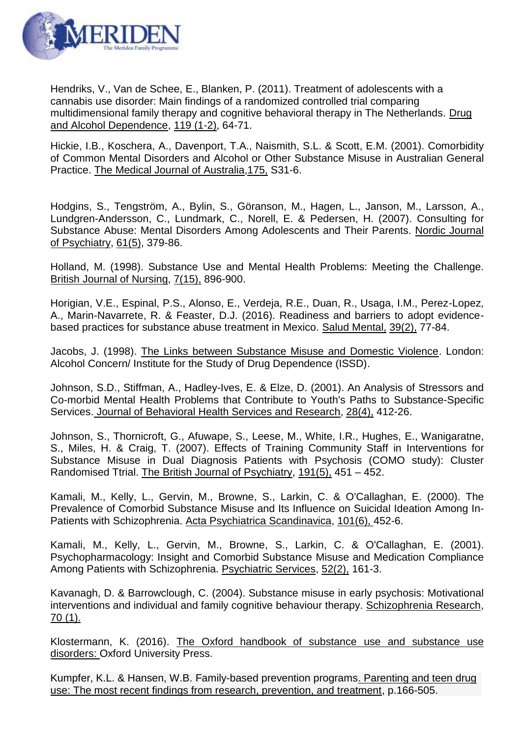Hendriks, V., Van de Schee, E., Blanken, P. (2011). Treatment of adolescents with a cannabis use disorder: Main findings of a randomized controlled trial comparing multidimensional family therapy and cognitive behavioral therapy in The Netherlands. Drug and Alcohol Dependence, 119 (1-2), 64-71.

Hickie, I.B., Koschera, A., Davenport, T.A., Naismith, S.L. & Scott, E.M. (2001). Comorbidity of Common Mental Disorders and Alcohol or Other Substance Misuse in Australian General Practice. The Medical Journal of Australia,175, S31-6.

Hodgins, S., Tengström, A., Bylin, S., Göranson, M., Hagen, L., Janson, M., Larsson, A., Lundgren-Andersson, C., Lundmark, C., Norell, E. & Pedersen, H. (2007). Consulting for Substance Abuse: Mental Disorders Among Adolescents and Their Parents. Nordic Journal of Psychiatry, 61(5), 379-86.

Holland, M. (1998). Substance Use and Mental Health Problems: Meeting the Challenge. British Journal of Nursing, 7(15), 896-900.

Horigian, V.E., Espinal, P.S., Alonso, E., Verdeja, R.E., Duan, R., Usaga, I.M., Perez-Lopez, A., Marin-Navarrete, R. & Feaster, D.J. (2016). Readiness and barriers to adopt evidence-based practices for substance abuse treatment in Mexico. Salud Mental, 39(2), 77-84.

Jacobs, J. (1998). The Links between Substance Misuse and Domestic Violence. London: Alcohol Concern/ Institute for the Study of Drug Dependence (ISSD).

Johnson, S.D., Stiffman, A., Hadley-Ives, E. & Elze, D. (2001). An Analysis of Stressors and Co-morbid Mental Health Problems that Contribute to Youth's Paths to Substance-Specific Services. Journal of Behavioral Health Services and Research, 28(4), 412-26.

Johnson, S., Thornicroft, G., Afuwape, S., Leese, M., White, I.R., Hughes, E., Wanigaratne, S., Miles, H. & Craig, T. (2007). Effects of Training Community Staff in Interventions for Substance Misuse in Dual Diagnosis Patients with Psychosis (COMO study): Cluster Randomised Ttrial. The British Journal of Psychiatry, 191(5), 451 – 452.

Kamali, M., Kelly, L., Gervin, M., Browne, S., Larkin, C. & O'Callaghan, E. (2000). The Prevalence of Comorbid Substance Misuse and Its Influence on Suicidal Ideation Among In-Patients with Schizophrenia. Acta Psychiatrica Scandinavica, 101(6), 452-6.

Kamali, M., Kelly, L., Gervin, M., Browne, S., Larkin, C. & O'Callaghan, E. (2001). Psychopharmacology: Insight and Comorbid Substance Misuse and Medication Compliance Among Patients with Schizophrenia. Psychiatric Services, 52(2), 161-3.

Kavanagh, D. & Barrowclough, C. (2004). Substance misuse in early psychosis: Motivational interventions and individual and family cognitive behaviour therapy. Schizophrenia Research, 70 (1).

Klostermann, K. (2016). The Oxford handbook of substance use and substance use disorders: Oxford University Press.

Kumpfer, K.L. & Hansen, W.B. Family-based prevention programs. Parenting and teen drug use: The most recent findings from research, prevention, and treatment, p.166-505.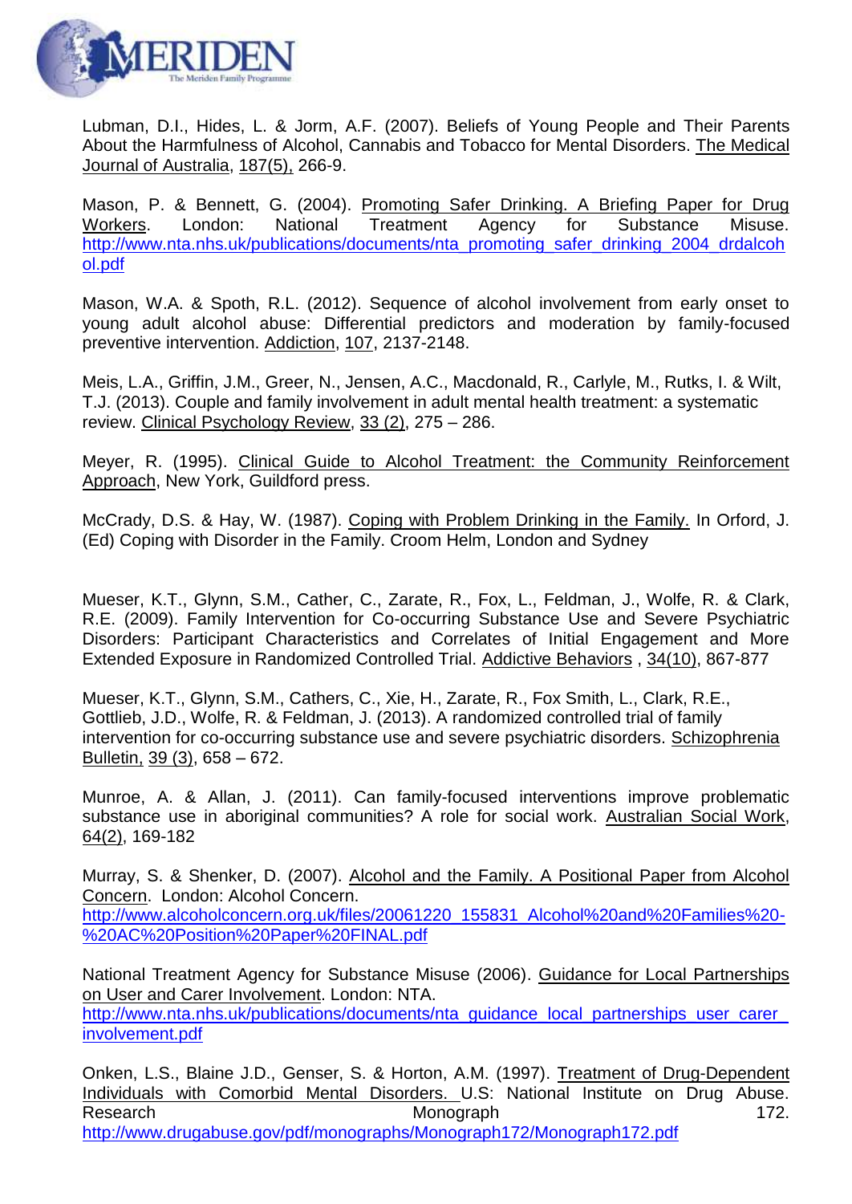Lubman, D.I., Hides, L. & Jorm, A.F. (2007). Beliefs of Young People and Their Parents About the Harmfulness of Alcohol, Cannabis and Tobacco for Mental Disorders. The Medical Journal of Australia, 187(5), 266-9.

Mason, P. & Bennett, G. (2004). Promoting Safer Drinking. A Briefing Paper for Drug Workers. London: National Treatment Agency for Substance Misuse. http://www.nta.nhs.uk/publications/documents/nta_promoting_safer_drinking_2004_drdalcohol.pdf

Mason, W.A. & Spoth, R.L. (2012). Sequence of alcohol involvement from early onset to young adult alcohol abuse: Differential predictors and moderation by family-focused preventive intervention. Addiction, 107, 2137-2148.

Meis, L.A., Griffin, J.M., Greer, N., Jensen, A.C., Macdonald, R., Carlyle, M., Rutks, I. & Wilt, T.J. (2013). Couple and family involvement in adult mental health treatment: a systematic review. Clinical Psychology Review, 33 (2), 275 – 286.

Meyer, R. (1995). Clinical Guide to Alcohol Treatment: the Community Reinforcement Approach, New York, Guildford press.

McCrady, D.S. & Hay, W. (1987). Coping with Problem Drinking in the Family. In Orford, J. (Ed) Coping with Disorder in the Family. Croom Helm, London and Sydney

Mueser, K.T., Glynn, S.M., Cather, C., Zarate, R., Fox, L., Feldman, J., Wolfe, R. & Clark, R.E. (2009). Family Intervention for Co-occurring Substance Use and Severe Psychiatric Disorders: Participant Characteristics and Correlates of Initial Engagement and More Extended Exposure in Randomized Controlled Trial. Addictive Behaviors , 34(10), 867-877

Mueser, K.T., Glynn, S.M., Cathers, C., Xie, H., Zarate, R., Fox Smith, L., Clark, R.E., Gottlieb, J.D., Wolfe, R. & Feldman, J. (2013). A randomized controlled trial of family intervention for co-occurring substance use and severe psychiatric disorders. Schizophrenia Bulletin, 39 (3), 658 – 672.

Munroe, A. & Allan, J. (2011). Can family-focused interventions improve problematic substance use in aboriginal communities? A role for social work. Australian Social Work, 64(2), 169-182

Murray, S. & Shenker, D. (2007). Alcohol and the Family. A Positional Paper from Alcohol Concern. London: Alcohol Concern. http://www.alcoholconcern.org.uk/files/20061220_155831_Alcohol%20and%20Families%20-%20AC%20Position%20Paper%20FINAL.pdf

National Treatment Agency for Substance Misuse (2006). Guidance for Local Partnerships on User and Carer Involvement. London: NTA. http://www.nta.nhs.uk/publications/documents/nta_guidance_local_partnerships_user_carer_involvement.pdf

Onken, L.S., Blaine J.D., Genser, S. & Horton, A.M. (1997). Treatment of Drug-Dependent Individuals with Comorbid Mental Disorders. U.S: National Institute on Drug Abuse. Research Monograph 172. http://www.drugabuse.gov/pdf/monographs/Monograph172/Monograph172.pdf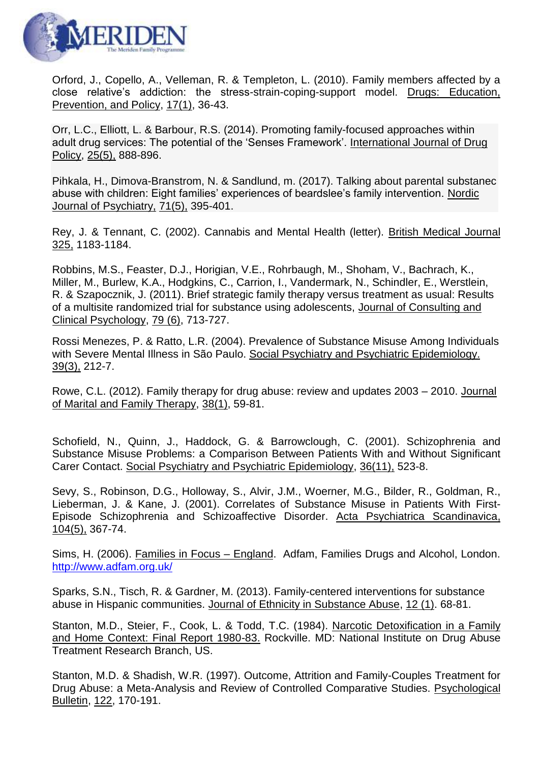Orford, J., Copello, A., Velleman, R. & Templeton, L. (2010). Family members affected by a close relative's addiction: the stress-strain-coping-support model. Drugs: Education, Prevention, and Policy, 17(1), 36-43.

Orr, L.C., Elliott, L. & Barbour, R.S. (2014). Promoting family-focused approaches within adult drug services: The potential of the 'Senses Framework'. International Journal of Drug Policy, 25(5), 888-896.

Pihkala, H., Dimova-Branstrom, N. & Sandlund, m. (2017). Talking about parental substanec abuse with children: Eight families' experiences of beardslee's family intervention. Nordic Journal of Psychiatry, 71(5), 395-401.

Rey, J. & Tennant, C. (2002). Cannabis and Mental Health (letter). British Medical Journal 325, 1183-1184.

Robbins, M.S., Feaster, D.J., Horigian, V.E., Rohrbaugh, M., Shoham, V., Bachrach, K., Miller, M., Burlew, K.A., Hodgkins, C., Carrion, I., Vandermark, N., Schindler, E., Werstlein, R. & Szapocznik, J. (2011). Brief strategic family therapy versus treatment as usual: Results of a multisite randomized trial for substance using adolescents, Journal of Consulting and Clinical Psychology, 79 (6), 713-727.

Rossi Menezes, P. & Ratto, L.R. (2004). Prevalence of Substance Misuse Among Individuals with Severe Mental Illness in São Paulo. Social Psychiatry and Psychiatric Epidemiology. 39(3), 212-7.

Rowe, C.L. (2012). Family therapy for drug abuse: review and updates 2003 – 2010. Journal of Marital and Family Therapy, 38(1), 59-81.

Schofield, N., Quinn, J., Haddock, G. & Barrowclough, C. (2001). Schizophrenia and Substance Misuse Problems: a Comparison Between Patients With and Without Significant Carer Contact. Social Psychiatry and Psychiatric Epidemiology, 36(11), 523-8.

Sevy, S., Robinson, D.G., Holloway, S., Alvir, J.M., Woerner, M.G., Bilder, R., Goldman, R., Lieberman, J. & Kane, J. (2001). Correlates of Substance Misuse in Patients With First-Episode Schizophrenia and Schizoaffective Disorder. Acta Psychiatrica Scandinavica, 104(5), 367-74.

Sims, H. (2006). Families in Focus – England. Adfam, Families Drugs and Alcohol, London. http://www.adfam.org.uk/

Sparks, S.N., Tisch, R. & Gardner, M. (2013). Family-centered interventions for substance abuse in Hispanic communities. Journal of Ethnicity in Substance Abuse, 12 (1). 68-81.

Stanton, M.D., Steier, F., Cook, L. & Todd, T.C. (1984). Narcotic Detoxification in a Family and Home Context: Final Report 1980-83. Rockville. MD: National Institute on Drug Abuse Treatment Research Branch, US.

Stanton, M.D. & Shadish, W.R. (1997). Outcome, Attrition and Family-Couples Treatment for Drug Abuse: a Meta-Analysis and Review of Controlled Comparative Studies. Psychological Bulletin, 122, 170-191.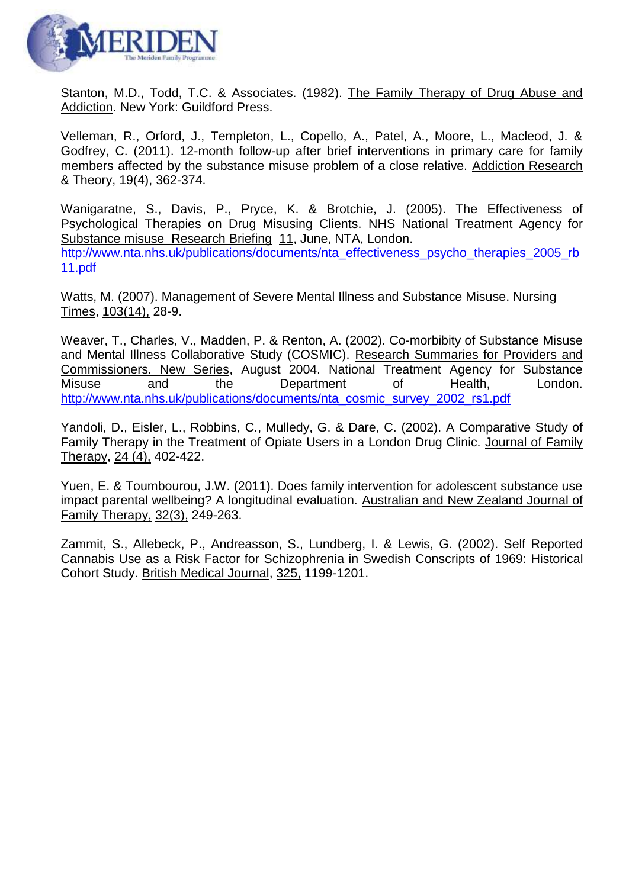Stanton, M.D., Todd, T.C. & Associates. (1982). The Family Therapy of Drug Abuse and Addiction. New York: Guildford Press.

Velleman, R., Orford, J., Templeton, L., Copello, A., Patel, A., Moore, L., Macleod, J. & Godfrey, C. (2011). 12-month follow-up after brief interventions in primary care for family members affected by the substance misuse problem of a close relative. Addiction Research & Theory, 19(4), 362-374.

Wanigaratne, S., Davis, P., Pryce, K. & Brotchie, J. (2005). The Effectiveness of Psychological Therapies on Drug Misusing Clients. NHS National Treatment Agency for Substance misuse Research Briefing 11, June, NTA, London. http://www.nta.nhs.uk/publications/documents/nta_effectiveness_psycho_therapies_2005_rb11.pdf

Watts, M. (2007). Management of Severe Mental Illness and Substance Misuse. Nursing Times, 103(14), 28-9.

Weaver, T., Charles, V., Madden, P. & Renton, A. (2002). Co-morbibity of Substance Misuse and Mental Illness Collaborative Study (COSMIC). Research Summaries for Providers and Commissioners. New Series, August 2004. National Treatment Agency for Substance Misuse and the Department of Health, London. http://www.nta.nhs.uk/publications/documents/nta_cosmic_survey_2002_rs1.pdf

Yandoli, D., Eisler, L., Robbins, C., Mulledy, G. & Dare, C. (2002). A Comparative Study of Family Therapy in the Treatment of Opiate Users in a London Drug Clinic. Journal of Family Therapy, 24 (4), 402-422.

Yuen, E. & Toumbourou, J.W. (2011). Does family intervention for adolescent substance use impact parental wellbeing? A longitudinal evaluation. Australian and New Zealand Journal of Family Therapy, 32(3), 249-263.

Zammit, S., Allebeck, P., Andreasson, S., Lundberg, I. & Lewis, G. (2002). Self Reported Cannabis Use as a Risk Factor for Schizophrenia in Swedish Conscripts of 1969: Historical Cohort Study. British Medical Journal, 325, 1199-1201.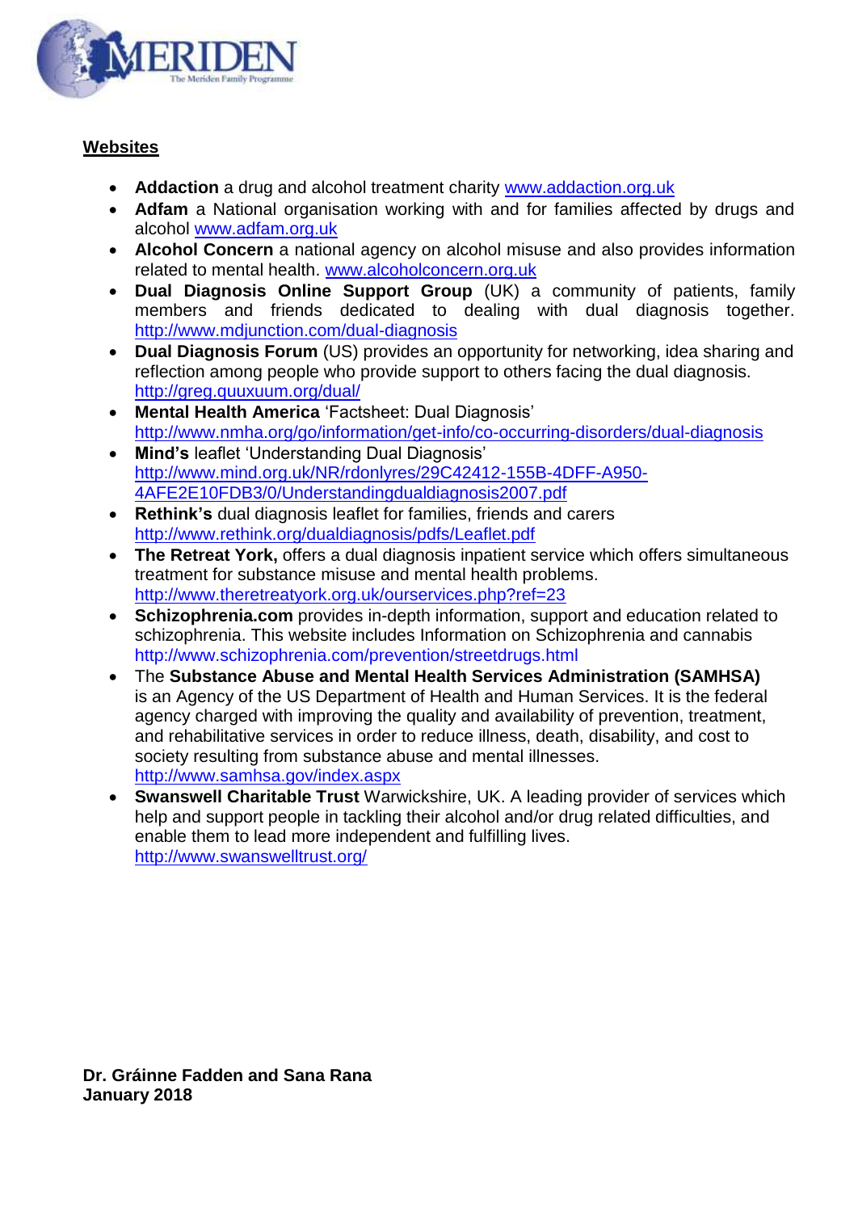**Websites**

- **Addaction** a drug and alcohol treatment charity www.addaction.org.uk
- **Adfam** a National organisation working with and for families affected by drugs and alcohol www.adfam.org.uk
- **Alcohol Concern** a national agency on alcohol misuse and also provides information related to mental health. www.alcoholconcern.org.uk
- **Dual Diagnosis Online Support Group** (UK) a community of patients, family members and friends dedicated to dealing with dual diagnosis together. http://www.mdjunction.com/dual-diagnosis
- **Dual Diagnosis Forum** (US) provides an opportunity for networking, idea sharing and reflection among people who provide support to others facing the dual diagnosis. http://greg.quuxuum.org/dual/
- **Mental Health America** 'Factsheet: Dual Diagnosis' http://www.nmha.org/go/information/get-info/co-occurring-disorders/dual-diagnosis
- **Mind's** leaflet 'Understanding Dual Diagnosis' http://www.mind.org.uk/NR/rdonlyres/29C42412-155B-4DFF-A950-4AFE2E10FDB3/0/Understandingdualdiagnosis2007.pdf
- **Rethink's** dual diagnosis leaflet for families, friends and carers http://www.rethink.org/dualdiagnosis/pdfs/Leaflet.pdf
- **The Retreat York,** offers a dual diagnosis inpatient service which offers simultaneous treatment for substance misuse and mental health problems. http://www.theretreatyork.org.uk/ourservices.php?ref=23
- **Schizophrenia.com** provides in-depth information, support and education related to schizophrenia. This website includes Information on Schizophrenia and cannabis http://www.schizophrenia.com/prevention/streetdrugs.html
- The **Substance Abuse and Mental Health Services Administration (SAMHSA)** is an Agency of the US Department of Health and Human Services. It is the federal agency charged with improving the quality and availability of prevention, treatment, and rehabilitative services in order to reduce illness, death, disability, and cost to society resulting from substance abuse and mental illnesses. http://www.samhsa.gov/index.aspx
- **Swanswell Charitable Trust** Warwickshire, UK. A leading provider of services which help and support people in tackling their alcohol and/or drug related difficulties, and enable them to lead more independent and fulfilling lives. http://www.swanswelltrust.org/

**Dr. Gráinne Fadden and Sana Rana**
**January 2018**